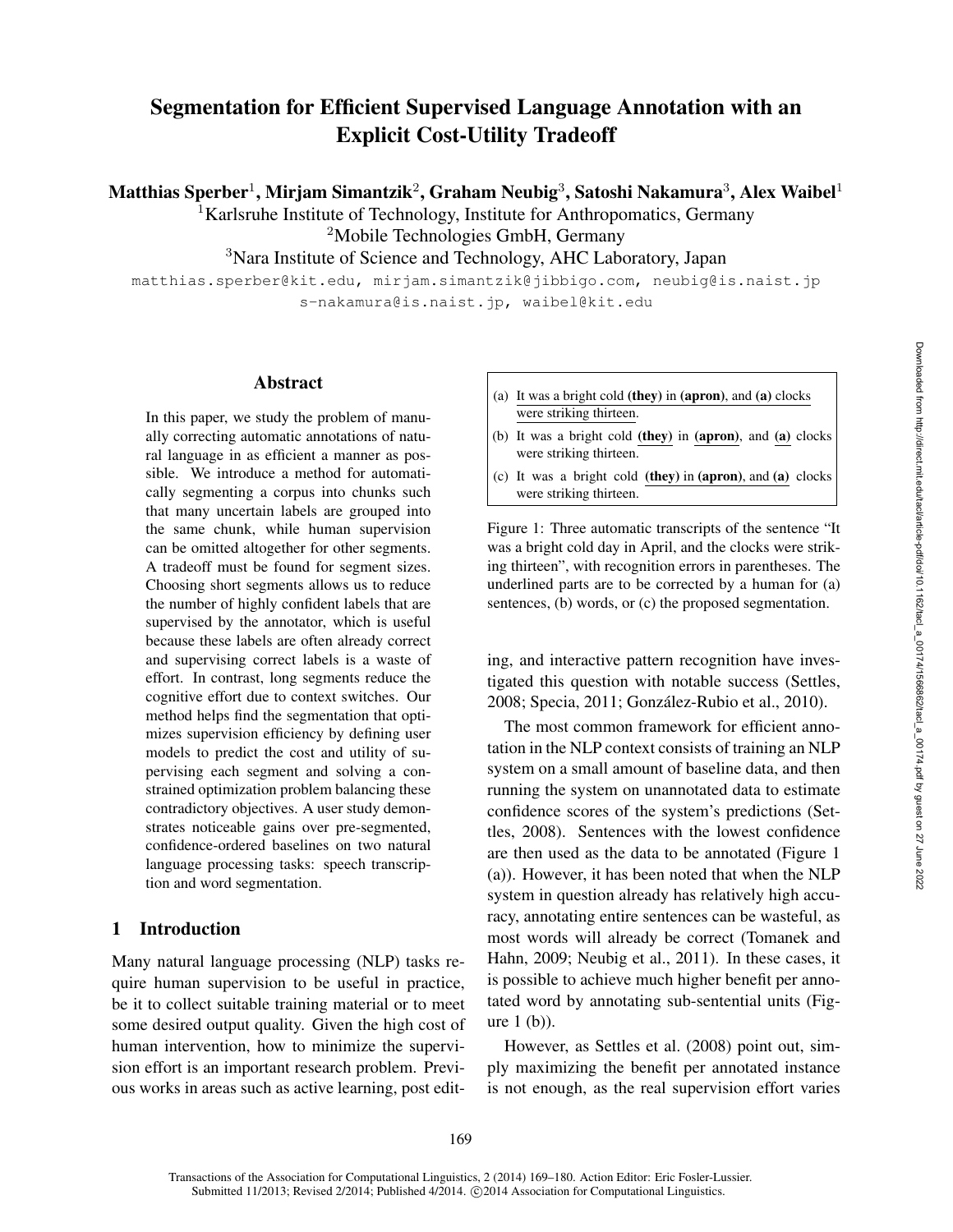# Segmentation for Efficient Supervised Language Annotation with an Explicit Cost-Utility Tradeoff

**Matthias Sperber[1], Mirjam Simantzik[2], Graham Neubig[3], Satoshi Nakamura[3], Alex Waibel[1]**

[1]Karlsruhe Institute of Technology, Institute for Anthropomatics, Germany

[2]Mobile Technologies GmbH, Germany

[3]Nara Institute of Science and Technology, AHC Laboratory, Japan

matthias.sperber@kit.edu, mirjam.simantzik@jibbigo.com, neubig@is.naist.jp
s-nakamura@is.naist.jp, waibel@kit.edu

## Abstract

In this paper, we study the problem of manually correcting automatic annotations of natural language in as efficient a manner as possible. We introduce a method for automatically segmenting a corpus into chunks such that many uncertain labels are grouped into the same chunk, while human supervision can be omitted altogether for other segments. A tradeoff must be found for segment sizes. Choosing short segments allows us to reduce the number of highly confident labels that are supervised by the annotator, which is useful because these labels are often already correct and supervising correct labels is a waste of effort. In contrast, long segments reduce the cognitive effort due to context switches. Our method helps find the segmentation that optimizes supervision efficiency by defining user models to predict the cost and utility of supervising each segment and solving a constrained optimization problem balancing these contradictory objectives. A user study demonstrates noticeable gains over pre-segmented, confidence-ordered baselines on two natural language processing tasks: speech transcription and word segmentation.

## 1 Introduction

Many natural language processing (NLP) tasks require human supervision to be useful in practice, be it to collect suitable training material or to meet some desired output quality. Given the high cost of human intervention, how to minimize the supervision effort is an important research problem. Previous works in areas such as active learning, post editing, and interactive pattern recognition have investigated this question with notable success (Settles, 2008; Specia, 2011; González-Rubio et al., 2010).

> (a) It was a bright cold **(they)** in **(apron)**, and **(a)** clocks were striking thirteen.
>
> (b) It was a bright cold **(they)** in **(apron)**, and **(a)** clocks were striking thirteen.
>
> (c) It was a bright cold **(they)** in **(apron)**, and **(a)** clocks were striking thirteen.

Figure 1: Three automatic transcripts of the sentence "It was a bright cold day in April, and the clocks were striking thirteen", with recognition errors in parentheses. The underlined parts are to be corrected by a human for (a) sentences, (b) words, or (c) the proposed segmentation.

The most common framework for efficient annotation in the NLP context consists of training an NLP system on a small amount of baseline data, and then running the system on unannotated data to estimate confidence scores of the system's predictions (Settles, 2008). Sentences with the lowest confidence are then used as the data to be annotated (Figure 1 (a)). However, it has been noted that when the NLP system in question already has relatively high accuracy, annotating entire sentences can be wasteful, as most words will already be correct (Tomanek and Hahn, 2009; Neubig et al., 2011). In these cases, it is possible to achieve much higher benefit per annotated word by annotating sub-sentential units (Figure 1 (b)).

However, as Settles et al. (2008) point out, simply maximizing the benefit per annotated instance is not enough, as the real supervision effort varies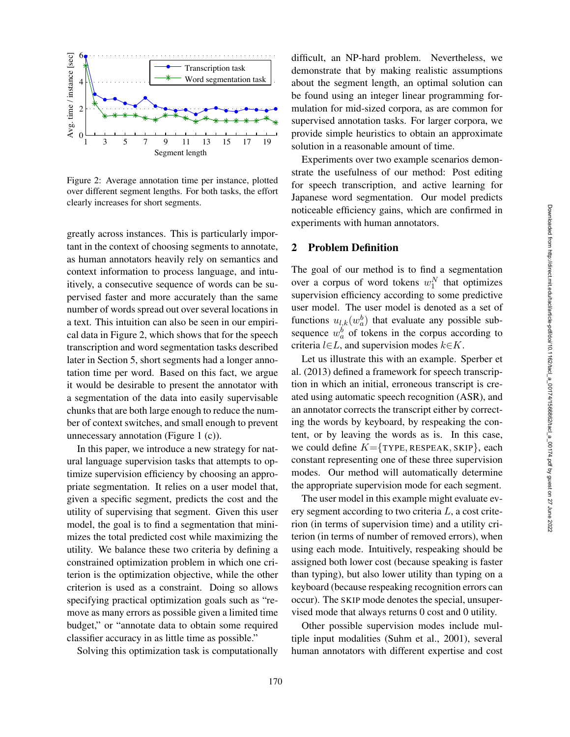Figure 2: Average annotation time per instance, plotted over different segment lengths. For both tasks, the effort clearly increases for short segments.

greatly across instances. This is particularly important in the context of choosing segments to annotate, as human annotators heavily rely on semantics and context information to process language, and intuitively, a consecutive sequence of words can be supervised faster and more accurately than the same number of words spread out over several locations in a text. This intuition can also be seen in our empirical data in Figure 2, which shows that for the speech transcription and word segmentation tasks described later in Section 5, short segments had a longer annotation time per word. Based on this fact, we argue it would be desirable to present the annotator with a segmentation of the data into easily supervisable chunks that are both large enough to reduce the number of context switches, and small enough to prevent unnecessary annotation (Figure 1 (c)).

In this paper, we introduce a new strategy for natural language supervision tasks that attempts to optimize supervision efficiency by choosing an appropriate segmentation. It relies on a user model that, given a specific segment, predicts the cost and the utility of supervising that segment. Given this user model, the goal is to find a segmentation that minimizes the total predicted cost while maximizing the utility. We balance these two criteria by defining a constrained optimization problem in which one criterion is the optimization objective, while the other criterion is used as a constraint. Doing so allows specifying practical optimization goals such as "remove as many errors as possible given a limited time budget," or "annotate data to obtain some required classifier accuracy in as little time as possible."

Solving this optimization task is computationally difficult, an NP-hard problem. Nevertheless, we demonstrate that by making realistic assumptions about the segment length, an optimal solution can be found using an integer linear programming formulation for mid-sized corpora, as are common for supervised annotation tasks. For larger corpora, we provide simple heuristics to obtain an approximate solution in a reasonable amount of time.

Experiments over two example scenarios demonstrate the usefulness of our method: Post editing for speech transcription, and active learning for Japanese word segmentation. Our model predicts noticeable efficiency gains, which are confirmed in experiments with human annotators.

## 2 Problem Definition

The goal of our method is to find a segmentation over a corpus of word tokens $w_1^N$ that optimizes supervision efficiency according to some predictive user model. The user model is denoted as a set of functions $u_{l,k}(w_a^b)$ that evaluate any possible subsequence $w_a^b$ of tokens in the corpus according to criteria $l \in L$, and supervision modes $k \in K$.

Let us illustrate this with an example. Sperber et al. (2013) defined a framework for speech transcription in which an initial, erroneous transcript is created using automatic speech recognition (ASR), and an annotator corrects the transcript either by correcting the words by keyboard, by respeaking the content, or by leaving the words as is. In this case, we could define $K = \{\text{TYPE}, \text{RESPEAK}, \text{SKIP}\}$, each constant representing one of these three supervision modes. Our method will automatically determine the appropriate supervision mode for each segment.

The user model in this example might evaluate every segment according to two criteria $L$, a cost criterion (in terms of supervision time) and a utility criterion (in terms of number of removed errors), when using each mode. Intuitively, respeaking should be assigned both lower cost (because speaking is faster than typing), but also lower utility than typing on a keyboard (because respeaking recognition errors can occur). The SKIP mode denotes the special, unsupervised mode that always returns 0 cost and 0 utility.

Other possible supervision modes include multiple input modalities (Suhm et al., 2001), several human annotators with different expertise and cost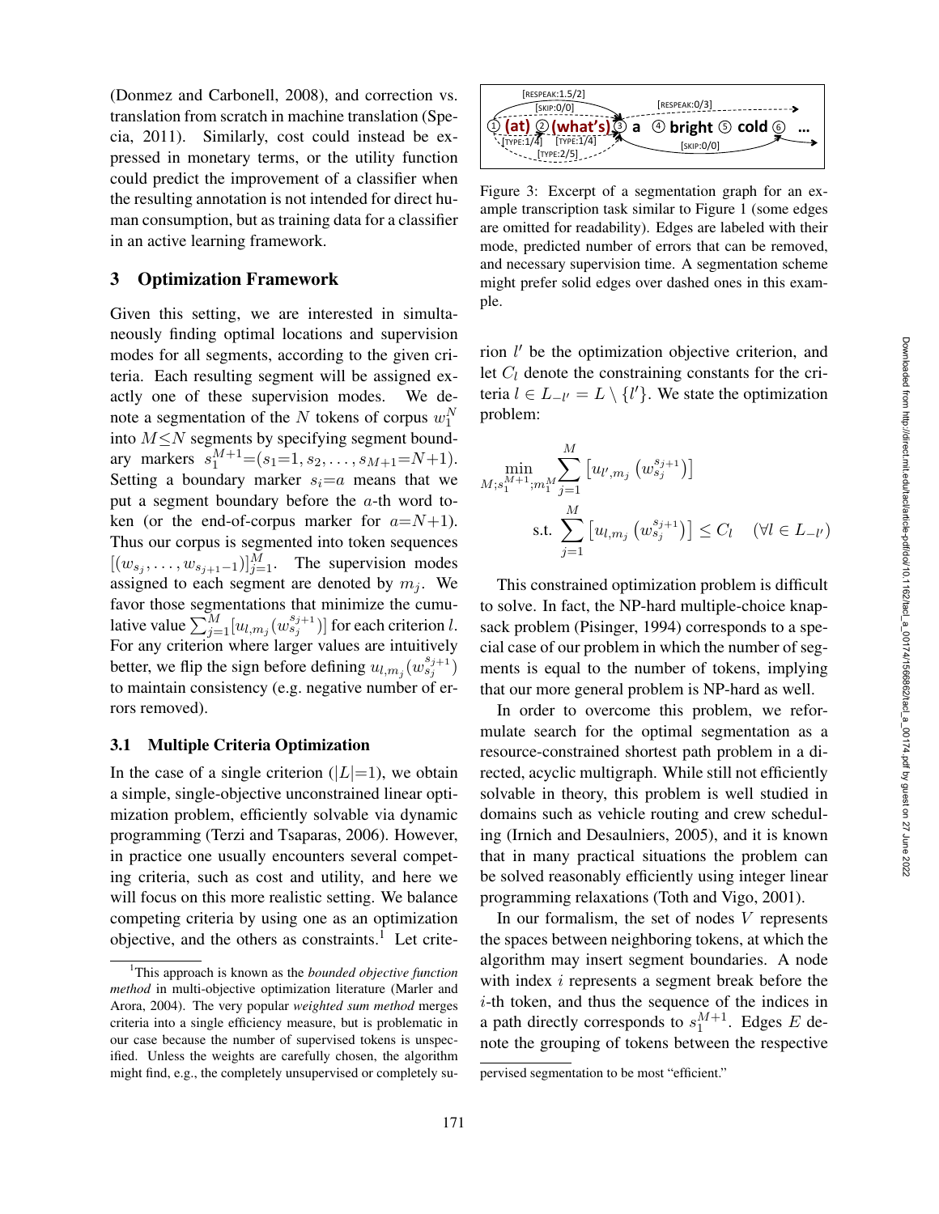(Donmez and Carbonell, 2008), and correction vs. translation from scratch in machine translation (Specia, 2011). Similarly, cost could instead be expressed in monetary terms, or the utility function could predict the improvement of a classifier when the resulting annotation is not intended for direct human consumption, but as training data for a classifier in an active learning framework.

## 3 Optimization Framework

Given this setting, we are interested in simultaneously finding optimal locations and supervision modes for all segments, according to the given criteria. Each resulting segment will be assigned exactly one of these supervision modes. We denote a segmentation of the $N$ tokens of corpus $w_1^N$ into $M \leq N$ segments by specifying segment boundary markers $s_1^{M+1}=(s_1=1, s_2, \ldots, s_{M+1}=N+1)$. Setting a boundary marker $s_i=a$ means that we put a segment boundary before the $a$-th word token (or the end-of-corpus marker for $a=N+1$). Thus our corpus is segmented into token sequences $[(w_{s_j}, \ldots, w_{s_{j+1}-1})]_{j=1}^M$. The supervision modes assigned to each segment are denoted by $m_j$. We favor those segmentations that minimize the cumulative value $\sum_{j=1}^M [u_{l,m_j}(w_{s_j}^{s_{j+1}})]$ for each criterion $l$. For any criterion where larger values are intuitively better, we flip the sign before defining $u_{l,m_j}(w_{s_j}^{s_{j+1}})$ to maintain consistency (e.g. negative number of errors removed).

### 3.1 Multiple Criteria Optimization

In the case of a single criterion ($|L|=1$), we obtain a simple, single-objective unconstrained linear optimization problem, efficiently solvable via dynamic programming (Terzi and Tsaparas, 2006). However, in practice one usually encounters several competing criteria, such as cost and utility, and here we will focus on this more realistic setting. We balance competing criteria by using one as an optimization objective, and the others as constraints.[1] Let criterion $l'$ be the optimization objective criterion, and let $C_l$ denote the constraining constants for the criteria $l \in L_{-l'} = L \setminus \{l'\}$. We state the optimization problem:

$$\min_{M; s_1^{M+1}; m_1^M} \sum_{j=1}^{M} \left[ u_{l',m_j}\left(w_{s_j}^{s_{j+1}}\right)\right]$$

$$\text{s.t.} \sum_{j=1}^{M} \left[ u_{l,m_j}\left(w_{s_j}^{s_{j+1}}\right)\right] \leq C_l \quad (\forall l \in L_{-l'})$$

This constrained optimization problem is difficult to solve. In fact, the NP-hard multiple-choice knapsack problem (Pisinger, 1994) corresponds to a special case of our problem in which the number of segments is equal to the number of tokens, implying that our more general problem is NP-hard as well.

In order to overcome this problem, we reformulate search for the optimal segmentation as a resource-constrained shortest path problem in a directed, acyclic multigraph. While still not efficiently solvable in theory, this problem is well studied in domains such as vehicle routing and crew scheduling (Irnich and Desaulniers, 2005), and it is known that in many practical situations the problem can be solved reasonably efficiently using integer linear programming relaxations (Toth and Vigo, 2001).

In our formalism, the set of nodes $V$ represents the spaces between neighboring tokens, at which the algorithm may insert segment boundaries. A node with index $i$ represents a segment break before the $i$-th token, and thus the sequence of the indices in a path directly corresponds to $s_1^{M+1}$. Edges $E$ denote the grouping of tokens between the respective

Figure 3: Excerpt of a segmentation graph for an example transcription task similar to Figure 1 (some edges are omitted for readability). Edges are labeled with their mode, predicted number of errors that can be removed, and necessary supervision time. A segmentation scheme might prefer solid edges over dashed ones in this example.

[1] This approach is known as the *bounded objective function method* in multi-objective optimization literature (Marler and Arora, 2004). The very popular *weighted sum method* merges criteria into a single efficiency measure, but is problematic in our case because the number of supervised tokens is unspecified. Unless the weights are carefully chosen, the algorithm might find, e.g., the completely unsupervised or completely supervised segmentation to be most "efficient."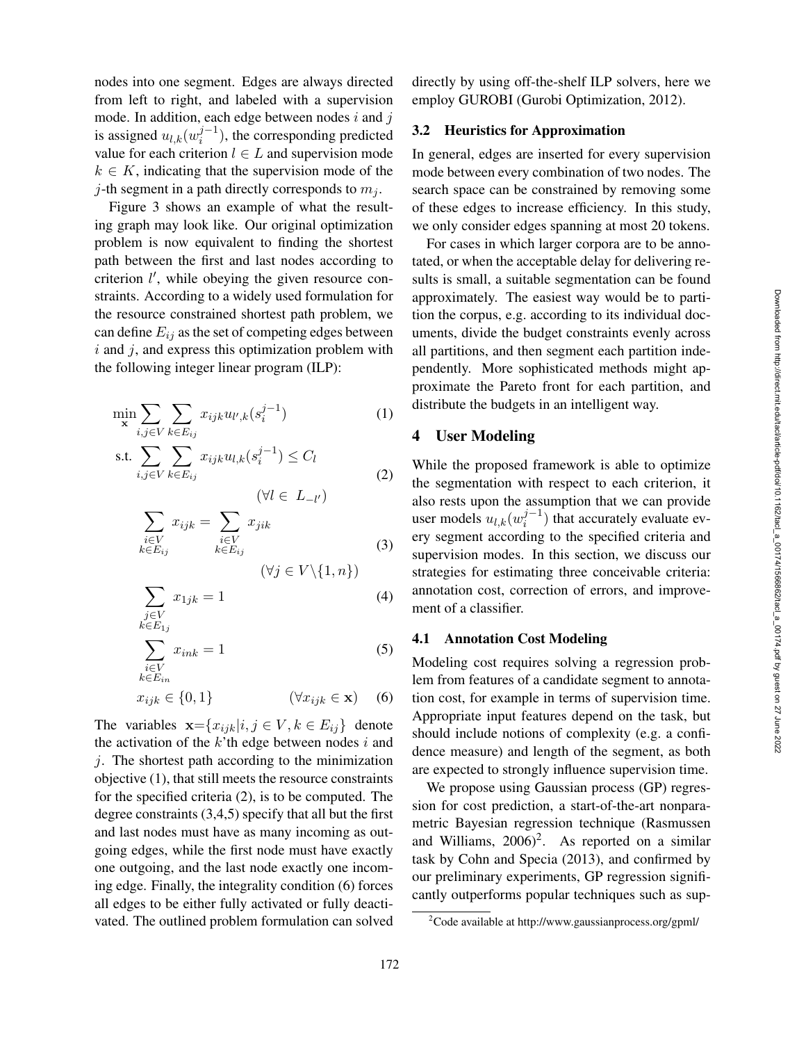nodes into one segment. Edges are always directed from left to right, and labeled with a supervision mode. In addition, each edge between nodes $i$ and $j$ is assigned $u_{l,k}(w_i^{j-1})$, the corresponding predicted value for each criterion $l \in L$ and supervision mode $k \in K$, indicating that the supervision mode of the $j$-th segment in a path directly corresponds to $m_j$.

Figure 3 shows an example of what the resulting graph may look like. Our original optimization problem is now equivalent to finding the shortest path between the first and last nodes according to criterion $l'$, while obeying the given resource constraints. According to a widely used formulation for the resource constrained shortest path problem, we can define $E_{ij}$ as the set of competing edges between $i$ and $j$, and express this optimization problem with the following integer linear program (ILP):

$$\min_{\mathbf{x}} \sum_{i,j \in V} \sum_{k \in E_{ij}} x_{ijk} u_{l',k}(s_i^{j-1}) \tag{1}$$

$$\text{s.t.} \sum_{i,j \in V} \sum_{k \in E_{ij}} x_{ijk} u_{l,k}(s_i^{j-1}) \leq C_l \quad (\forall l \in L_{-l'}) \tag{2}$$

$$\sum_{\substack{i \in V \\ k \in E_{ij}}} x_{ijk} = \sum_{\substack{i \in V \\ k \in E_{ij}}} x_{jik} \quad (\forall j \in V \backslash \{1, n\}) \tag{3}$$

$$\sum_{\substack{j \in V \\ k \in E_{1j}}} x_{1jk} = 1 \tag{4}$$

$$\sum_{\substack{i \in V \\ k \in E_{in}}} x_{ink} = 1 \tag{5}$$

$$x_{ijk} \in \{0, 1\} \quad (\forall x_{ijk} \in \mathbf{x}) \tag{6}$$

The variables $\mathbf{x}=\{x_{ijk}|i,j \in V, k \in E_{ij}\}$ denote the activation of the $k$'th edge between nodes $i$ and $j$. The shortest path according to the minimization objective (1), that still meets the resource constraints for the specified criteria (2), is to be computed. The degree constraints (3,4,5) specify that all but the first and last nodes must have as many incoming as outgoing edges, while the first node must have exactly one outgoing, and the last node exactly one incoming edge. Finally, the integrality condition (6) forces all edges to be either fully activated or fully deactivated. The outlined problem formulation can solved directly by using off-the-shelf ILP solvers, here we employ GUROBI (Gurobi Optimization, 2012).

### 3.2 Heuristics for Approximation

In general, edges are inserted for every supervision mode between every combination of two nodes. The search space can be constrained by removing some of these edges to increase efficiency. In this study, we only consider edges spanning at most 20 tokens.

For cases in which larger corpora are to be annotated, or when the acceptable delay for delivering results is small, a suitable segmentation can be found approximately. The easiest way would be to partition the corpus, e.g. according to its individual documents, divide the budget constraints evenly across all partitions, and then segment each partition independently. More sophisticated methods might approximate the Pareto front for each partition, and distribute the budgets in an intelligent way.

## 4 User Modeling

While the proposed framework is able to optimize the segmentation with respect to each criterion, it also rests upon the assumption that we can provide user models $u_{l,k}(w_i^{j-1})$ that accurately evaluate every segment according to the specified criteria and supervision modes. In this section, we discuss our strategies for estimating three conceivable criteria: annotation cost, correction of errors, and improvement of a classifier.

### 4.1 Annotation Cost Modeling

Modeling cost requires solving a regression problem from features of a candidate segment to annotation cost, for example in terms of supervision time. Appropriate input features depend on the task, but should include notions of complexity (e.g. a confidence measure) and length of the segment, as both are expected to strongly influence supervision time.

We propose using Gaussian process (GP) regression for cost prediction, a start-of-the-art nonparametric Bayesian regression technique (Rasmussen and Williams, 2006)[2]. As reported on a similar task by Cohn and Specia (2013), and confirmed by our preliminary experiments, GP regression significantly outperforms popular techniques such as sup-

[2]Code available at http://www.gaussianprocess.org/gpml/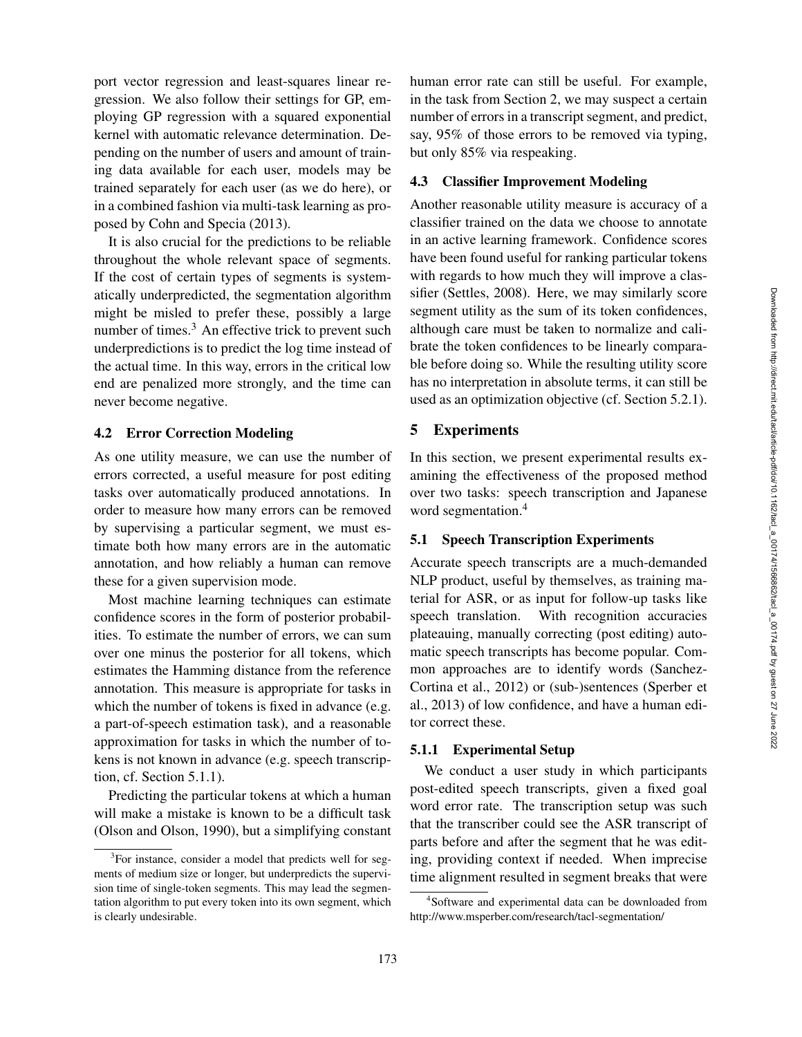port vector regression and least-squares linear regression. We also follow their settings for GP, employing GP regression with a squared exponential kernel with automatic relevance determination. Depending on the number of users and amount of training data available for each user, models may be trained separately for each user (as we do here), or in a combined fashion via multi-task learning as proposed by Cohn and Specia (2013).

It is also crucial for the predictions to be reliable throughout the whole relevant space of segments. If the cost of certain types of segments is systematically underpredicted, the segmentation algorithm might be misled to prefer these, possibly a large number of times.[3] An effective trick to prevent such underpredictions is to predict the log time instead of the actual time. In this way, errors in the critical low end are penalized more strongly, and the time can never become negative.

### 4.2 Error Correction Modeling

As one utility measure, we can use the number of errors corrected, a useful measure for post editing tasks over automatically produced annotations. In order to measure how many errors can be removed by supervising a particular segment, we must estimate both how many errors are in the automatic annotation, and how reliably a human can remove these for a given supervision mode.

Most machine learning techniques can estimate confidence scores in the form of posterior probabilities. To estimate the number of errors, we can sum over one minus the posterior for all tokens, which estimates the Hamming distance from the reference annotation. This measure is appropriate for tasks in which the number of tokens is fixed in advance (e.g. a part-of-speech estimation task), and a reasonable approximation for tasks in which the number of tokens is not known in advance (e.g. speech transcription, cf. Section 5.1.1).

Predicting the particular tokens at which a human will make a mistake is known to be a difficult task (Olson and Olson, 1990), but a simplifying constant human error rate can still be useful. For example, in the task from Section 2, we may suspect a certain number of errors in a transcript segment, and predict, say, 95% of those errors to be removed via typing, but only 85% via respeaking.

### 4.3 Classifier Improvement Modeling

Another reasonable utility measure is accuracy of a classifier trained on the data we choose to annotate in an active learning framework. Confidence scores have been found useful for ranking particular tokens with regards to how much they will improve a classifier (Settles, 2008). Here, we may similarly score segment utility as the sum of its token confidences, although care must be taken to normalize and calibrate the token confidences to be linearly comparable before doing so. While the resulting utility score has no interpretation in absolute terms, it can still be used as an optimization objective (cf. Section 5.2.1).

## 5 Experiments

In this section, we present experimental results examining the effectiveness of the proposed method over two tasks: speech transcription and Japanese word segmentation.[4]

### 5.1 Speech Transcription Experiments

Accurate speech transcripts are a much-demanded NLP product, useful by themselves, as training material for ASR, or as input for follow-up tasks like speech translation. With recognition accuracies plateauing, manually correcting (post editing) automatic speech transcripts has become popular. Common approaches are to identify words (Sanchez-Cortina et al., 2012) or (sub-)sentences (Sperber et al., 2013) of low confidence, and have a human editor correct these.

#### 5.1.1 Experimental Setup

We conduct a user study in which participants post-edited speech transcripts, given a fixed goal word error rate. The transcription setup was such that the transcriber could see the ASR transcript of parts before and after the segment that he was editing, providing context if needed. When imprecise time alignment resulted in segment breaks that were

---

[3] For instance, consider a model that predicts well for segments of medium size or longer, but underpredicts the supervision time of single-token segments. This may lead the segmentation algorithm to put every token into its own segment, which is clearly undesirable.

[4] Software and experimental data can be downloaded from http://www.msperber.com/research/tacl-segmentation/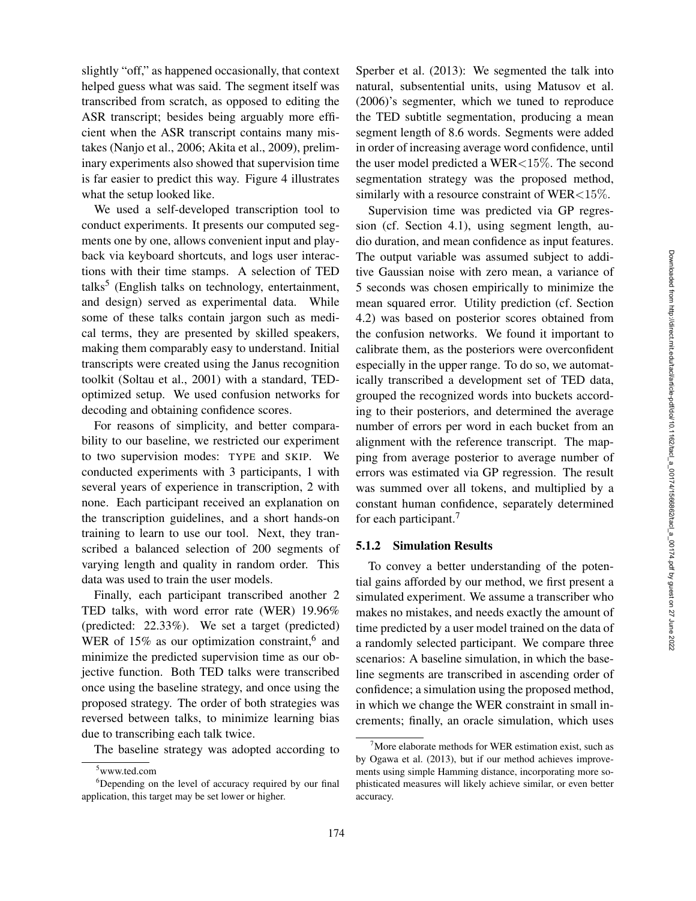slightly "off," as happened occasionally, that context helped guess what was said. The segment itself was transcribed from scratch, as opposed to editing the ASR transcript; besides being arguably more efficient when the ASR transcript contains many mistakes (Nanjo et al., 2006; Akita et al., 2009), preliminary experiments also showed that supervision time is far easier to predict this way. Figure 4 illustrates what the setup looked like.

We used a self-developed transcription tool to conduct experiments. It presents our computed segments one by one, allows convenient input and playback via keyboard shortcuts, and logs user interactions with their time stamps. A selection of TED talks[5] (English talks on technology, entertainment, and design) served as experimental data. While some of these talks contain jargon such as medical terms, they are presented by skilled speakers, making them comparably easy to understand. Initial transcripts were created using the Janus recognition toolkit (Soltau et al., 2001) with a standard, TED-optimized setup. We used confusion networks for decoding and obtaining confidence scores.

For reasons of simplicity, and better comparability to our baseline, we restricted our experiment to two supervision modes: TYPE and SKIP. We conducted experiments with 3 participants, 1 with several years of experience in transcription, 2 with none. Each participant received an explanation on the transcription guidelines, and a short hands-on training to learn to use our tool. Next, they transcribed a balanced selection of 200 segments of varying length and quality in random order. This data was used to train the user models.

Finally, each participant transcribed another 2 TED talks, with word error rate (WER) 19.96% (predicted: 22.33%). We set a target (predicted) WER of 15% as our optimization constraint,[6] and minimize the predicted supervision time as our objective function. Both TED talks were transcribed once using the baseline strategy, and once using the proposed strategy. The order of both strategies was reversed between talks, to minimize learning bias due to transcribing each talk twice.

The baseline strategy was adopted according to Sperber et al. (2013): We segmented the talk into natural, subsentential units, using Matusov et al. (2006)'s segmenter, which we tuned to reproduce the TED subtitle segmentation, producing a mean segment length of 8.6 words. Segments were added in order of increasing average word confidence, until the user model predicted a WER$<15\%$. The second segmentation strategy was the proposed method, similarly with a resource constraint of WER$<15\%$.

Supervision time was predicted via GP regression (cf. Section 4.1), using segment length, audio duration, and mean confidence as input features. The output variable was assumed subject to additive Gaussian noise with zero mean, a variance of 5 seconds was chosen empirically to minimize the mean squared error. Utility prediction (cf. Section 4.2) was based on posterior scores obtained from the confusion networks. We found it important to calibrate them, as the posteriors were overconfident especially in the upper range. To do so, we automatically transcribed a development set of TED data, grouped the recognized words into buckets according to their posteriors, and determined the average number of errors per word in each bucket from an alignment with the reference transcript. The mapping from average posterior to average number of errors was estimated via GP regression. The result was summed over all tokens, and multiplied by a constant human confidence, separately determined for each participant.[7]

#### 5.1.2 Simulation Results

To convey a better understanding of the potential gains afforded by our method, we first present a simulated experiment. We assume a transcriber who makes no mistakes, and needs exactly the amount of time predicted by a user model trained on the data of a randomly selected participant. We compare three scenarios: A baseline simulation, in which the baseline segments are transcribed in ascending order of confidence; a simulation using the proposed method, in which we change the WER constraint in small increments; finally, an oracle simulation, which uses

---

[5] www.ted.com

[6] Depending on the level of accuracy required by our final application, this target may be set lower or higher.

[7] More elaborate methods for WER estimation exist, such as by Ogawa et al. (2013), but if our method achieves improvements using simple Hamming distance, incorporating more sophisticated measures will likely achieve similar, or even better accuracy.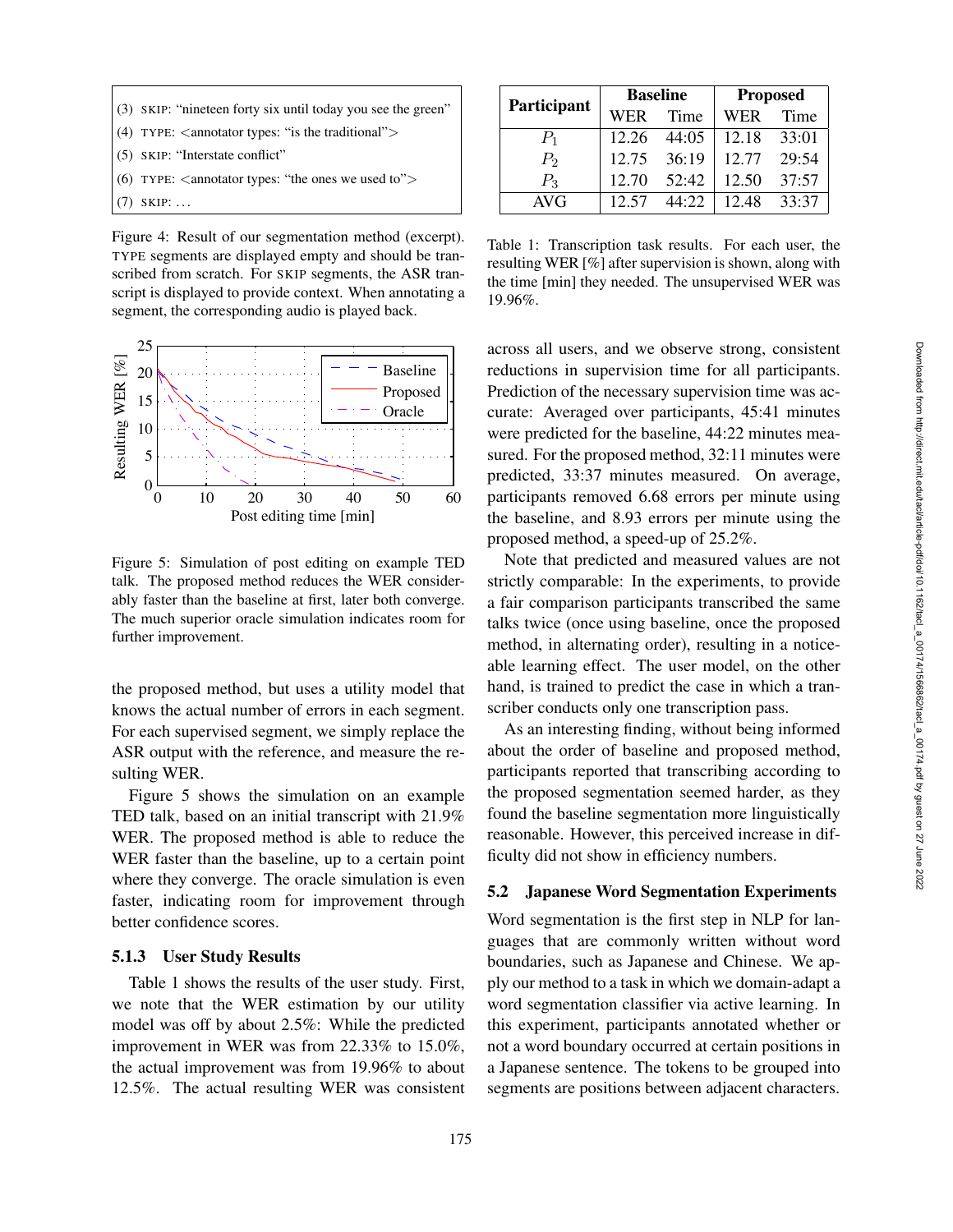(3) SKIP: "nineteen forty six until today you see the green"
(4) TYPE: <annotator types: "is the traditional">
(5) SKIP: "Interstate conflict"
(6) TYPE: <annotator types: "the ones we used to">
(7) SKIP: ...

Figure 4: Result of our segmentation method (excerpt). TYPE segments are displayed empty and should be transcribed from scratch. For SKIP segments, the ASR transcript is displayed to provide context. When annotating a segment, the corresponding audio is played back.

Figure 5: Simulation of post editing on example TED talk. The proposed method reduces the WER considerably faster than the baseline at first, later both converge. The much superior oracle simulation indicates room for further improvement.

the proposed method, but uses a utility model that knows the actual number of errors in each segment. For each supervised segment, we simply replace the ASR output with the reference, and measure the resulting WER.

Figure 5 shows the simulation on an example TED talk, based on an initial transcript with 21.9% WER. The proposed method is able to reduce the WER faster than the baseline, up to a certain point where they converge. The oracle simulation is even faster, indicating room for improvement through better confidence scores.

#### 5.1.3 User Study Results

Table 1 shows the results of the user study. First, we note that the WER estimation by our utility model was off by about 2.5%: While the predicted improvement in WER was from 22.33% to 15.0%, the actual improvement was from 19.96% to about 12.5%. The actual resulting WER was consistent across all users, and we observe strong, consistent reductions in supervision time for all participants. Prediction of the necessary supervision time was accurate: Averaged over participants, 45:41 minutes were predicted for the baseline, 44:22 minutes measured. For the proposed method, 32:11 minutes were predicted, 33:37 minutes measured. On average, participants removed 6.68 errors per minute using the baseline, and 8.93 errors per minute using the proposed method, a speed-up of 25.2%.

| Participant | Baseline | | Proposed | |
|---|---|---|---|---|
| | WER | Time | WER | Time |
| $P_1$ | 12.26 | 44:05 | 12.18 | 33:01 |
| $P_2$ | 12.75 | 36:19 | 12.77 | 29:54 |
| $P_3$ | 12.70 | 52:42 | 12.50 | 37:57 |
| AVG | 12.57 | 44:22 | 12.48 | 33:37 |

Table 1: Transcription task results. For each user, the resulting WER [%] after supervision is shown, along with the time [min] they needed. The unsupervised WER was 19.96%.

Note that predicted and measured values are not strictly comparable: In the experiments, to provide a fair comparison participants transcribed the same talks twice (once using baseline, once the proposed method, in alternating order), resulting in a noticeable learning effect. The user model, on the other hand, is trained to predict the case in which a transcriber conducts only one transcription pass.

As an interesting finding, without being informed about the order of baseline and proposed method, participants reported that transcribing according to the proposed segmentation seemed harder, as they found the baseline segmentation more linguistically reasonable. However, this perceived increase in difficulty did not show in efficiency numbers.

### 5.2 Japanese Word Segmentation Experiments

Word segmentation is the first step in NLP for languages that are commonly written without word boundaries, such as Japanese and Chinese. We apply our method to a task in which we domain-adapt a word segmentation classifier via active learning. In this experiment, participants annotated whether or not a word boundary occurred at certain positions in a Japanese sentence. The tokens to be grouped into segments are positions between adjacent characters.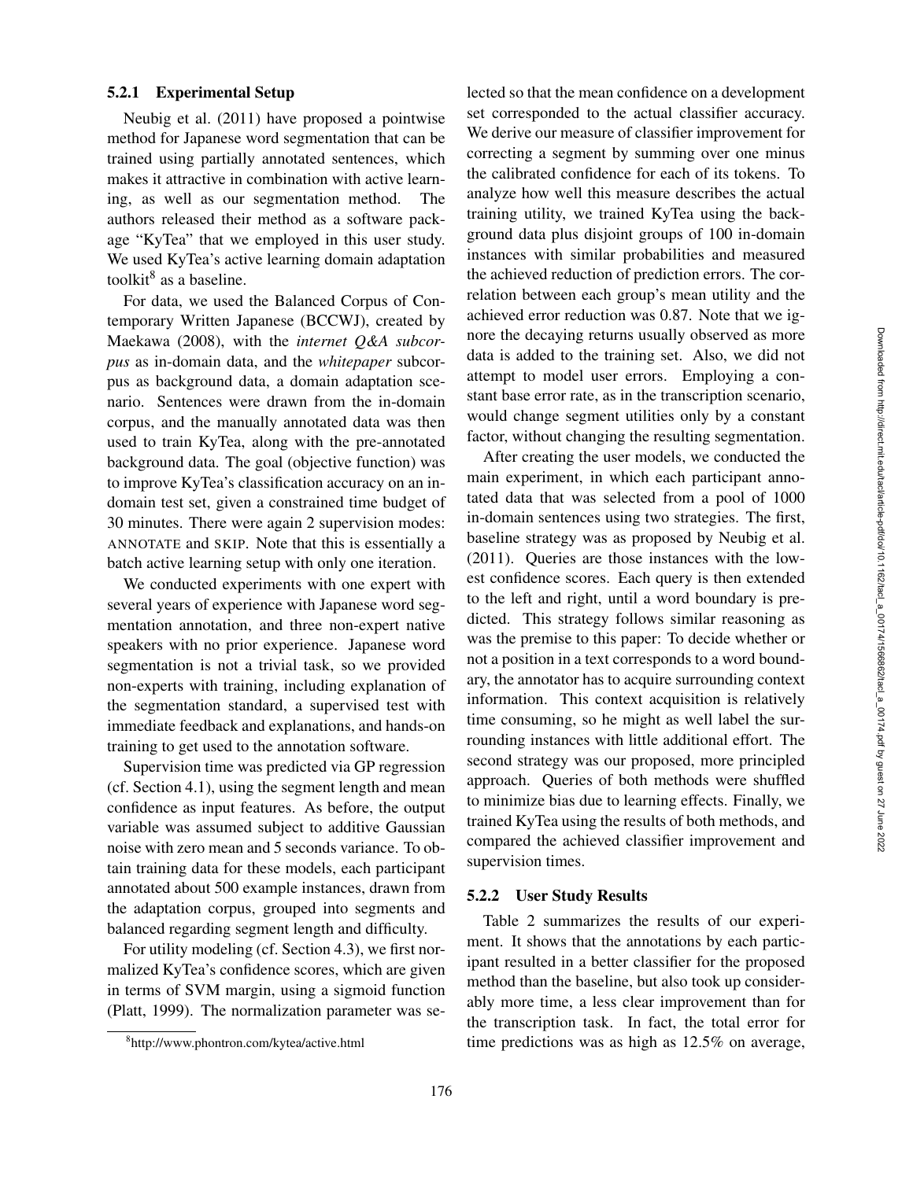### 5.2.1 Experimental Setup

Neubig et al. (2011) have proposed a pointwise method for Japanese word segmentation that can be trained using partially annotated sentences, which makes it attractive in combination with active learning, as well as our segmentation method. The authors released their method as a software package "KyTea" that we employed in this user study. We used KyTea's active learning domain adaptation toolkit[8] as a baseline.

For data, we used the Balanced Corpus of Contemporary Written Japanese (BCCWJ), created by Maekawa (2008), with the *internet Q&A subcorpus* as in-domain data, and the *whitepaper* subcorpus as background data, a domain adaptation scenario. Sentences were drawn from the in-domain corpus, and the manually annotated data was then used to train KyTea, along with the pre-annotated background data. The goal (objective function) was to improve KyTea's classification accuracy on an in-domain test set, given a constrained time budget of 30 minutes. There were again 2 supervision modes: ANNOTATE and SKIP. Note that this is essentially a batch active learning setup with only one iteration.

We conducted experiments with one expert with several years of experience with Japanese word segmentation annotation, and three non-expert native speakers with no prior experience. Japanese word segmentation is not a trivial task, so we provided non-experts with training, including explanation of the segmentation standard, a supervised test with immediate feedback and explanations, and hands-on training to get used to the annotation software.

Supervision time was predicted via GP regression (cf. Section 4.1), using the segment length and mean confidence as input features. As before, the output variable was assumed subject to additive Gaussian noise with zero mean and 5 seconds variance. To obtain training data for these models, each participant annotated about 500 example instances, drawn from the adaptation corpus, grouped into segments and balanced regarding segment length and difficulty.

For utility modeling (cf. Section 4.3), we first normalized KyTea's confidence scores, which are given in terms of SVM margin, using a sigmoid function (Platt, 1999). The normalization parameter was selected so that the mean confidence on a development set corresponded to the actual classifier accuracy. We derive our measure of classifier improvement for correcting a segment by summing over one minus the calibrated confidence for each of its tokens. To analyze how well this measure describes the actual training utility, we trained KyTea using the background data plus disjoint groups of 100 in-domain instances with similar probabilities and measured the achieved reduction of prediction errors. The correlation between each group's mean utility and the achieved error reduction was 0.87. Note that we ignore the decaying returns usually observed as more data is added to the training set. Also, we did not attempt to model user errors. Employing a constant base error rate, as in the transcription scenario, would change segment utilities only by a constant factor, without changing the resulting segmentation.

After creating the user models, we conducted the main experiment, in which each participant annotated data that was selected from a pool of 1000 in-domain sentences using two strategies. The first, baseline strategy was as proposed by Neubig et al. (2011). Queries are those instances with the lowest confidence scores. Each query is then extended to the left and right, until a word boundary is predicted. This strategy follows similar reasoning as was the premise to this paper: To decide whether or not a position in a text corresponds to a word boundary, the annotator has to acquire surrounding context information. This context acquisition is relatively time consuming, so he might as well label the surrounding instances with little additional effort. The second strategy was our proposed, more principled approach. Queries of both methods were shuffled to minimize bias due to learning effects. Finally, we trained KyTea using the results of both methods, and compared the achieved classifier improvement and supervision times.

### 5.2.2 User Study Results

Table 2 summarizes the results of our experiment. It shows that the annotations by each participant resulted in a better classifier for the proposed method than the baseline, but also took up considerably more time, a less clear improvement than for the transcription task. In fact, the total error for time predictions was as high as 12.5% on average,

[8] http://www.phontron.com/kytea/active.html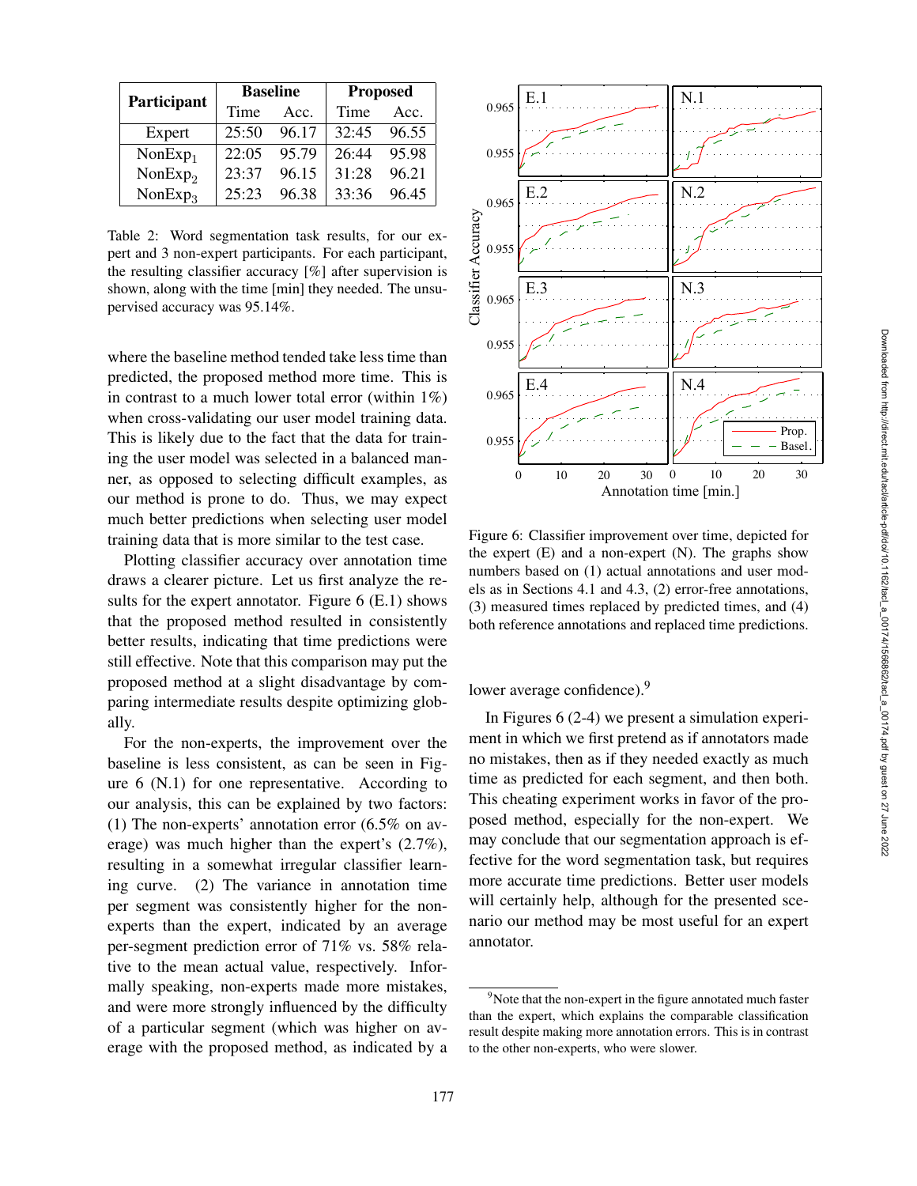| Participant | Baseline | | Proposed | |
|---|---|---|---|---|
| | Time | Acc. | Time | Acc. |
| Expert | 25:50 | 96.17 | 32:45 | 96.55 |
| $\text{NonExp}_1$ | 22:05 | 95.79 | 26:44 | 95.98 |
| $\text{NonExp}_2$ | 23:37 | 96.15 | 31:28 | 96.21 |
| $\text{NonExp}_3$ | 25:23 | 96.38 | 33:36 | 96.45 |

Table 2: Word segmentation task results, for our expert and 3 non-expert participants. For each participant, the resulting classifier accuracy [%] after supervision is shown, along with the time [min] they needed. The unsupervised accuracy was 95.14%.

where the baseline method tended take less time than predicted, the proposed method more time. This is in contrast to a much lower total error (within 1%) when cross-validating our user model training data. This is likely due to the fact that the data for training the user model was selected in a balanced manner, as opposed to selecting difficult examples, as our method is prone to do. Thus, we may expect much better predictions when selecting user model training data that is more similar to the test case.

Plotting classifier accuracy over annotation time draws a clearer picture. Let us first analyze the results for the expert annotator. Figure 6 (E.1) shows that the proposed method resulted in consistently better results, indicating that time predictions were still effective. Note that this comparison may put the proposed method at a slight disadvantage by comparing intermediate results despite optimizing globally.

For the non-experts, the improvement over the baseline is less consistent, as can be seen in Figure 6 (N.1) for one representative. According to our analysis, this can be explained by two factors: (1) The non-experts' annotation error (6.5% on average) was much higher than the expert's (2.7%), resulting in a somewhat irregular classifier learning curve. (2) The variance in annotation time per segment was consistently higher for the non-experts than the expert, indicated by an average per-segment prediction error of 71% vs. 58% relative to the mean actual value, respectively. Informally speaking, non-experts made more mistakes, and were more strongly influenced by the difficulty of a particular segment (which was higher on average with the proposed method, as indicated by a lower average confidence).[9]

Figure 6: Classifier improvement over time, depicted for the expert (E) and a non-expert (N). The graphs show numbers based on (1) actual annotations and user models as in Sections 4.1 and 4.3, (2) error-free annotations, (3) measured times replaced by predicted times, and (4) both reference annotations and replaced time predictions.

In Figures 6 (2-4) we present a simulation experiment in which we first pretend as if annotators made no mistakes, then as if they needed exactly as much time as predicted for each segment, and then both. This cheating experiment works in favor of the proposed method, especially for the non-expert. We may conclude that our segmentation approach is effective for the word segmentation task, but requires more accurate time predictions. Better user models will certainly help, although for the presented scenario our method may be most useful for an expert annotator.

[9] Note that the non-expert in the figure annotated much faster than the expert, which explains the comparable classification result despite making more annotation errors. This is in contrast to the other non-experts, who were slower.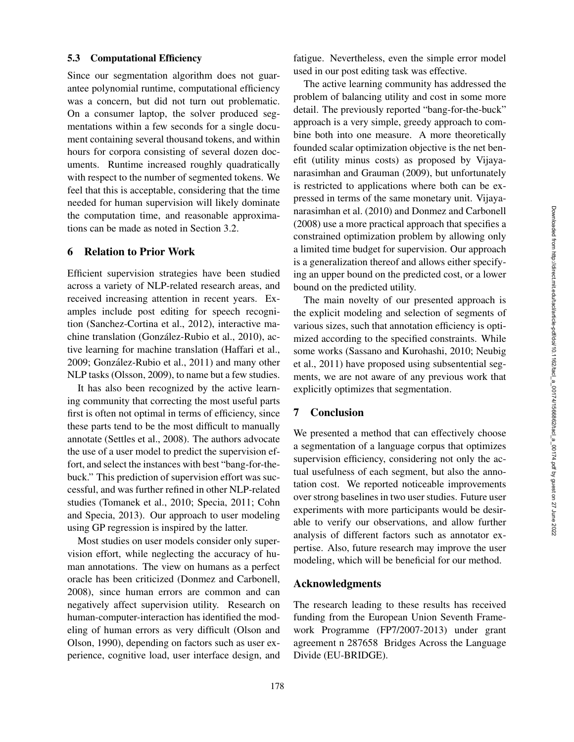### 5.3 Computational Efficiency

Since our segmentation algorithm does not guarantee polynomial runtime, computational efficiency was a concern, but did not turn out problematic. On a consumer laptop, the solver produced segmentations within a few seconds for a single document containing several thousand tokens, and within hours for corpora consisting of several dozen documents. Runtime increased roughly quadratically with respect to the number of segmented tokens. We feel that this is acceptable, considering that the time needed for human supervision will likely dominate the computation time, and reasonable approximations can be made as noted in Section 3.2.

## 6 Relation to Prior Work

Efficient supervision strategies have been studied across a variety of NLP-related research areas, and received increasing attention in recent years. Examples include post editing for speech recognition (Sanchez-Cortina et al., 2012), interactive machine translation (González-Rubio et al., 2010), active learning for machine translation (Haffari et al., 2009; González-Rubio et al., 2011) and many other NLP tasks (Olsson, 2009), to name but a few studies.

It has also been recognized by the active learning community that correcting the most useful parts first is often not optimal in terms of efficiency, since these parts tend to be the most difficult to manually annotate (Settles et al., 2008). The authors advocate the use of a user model to predict the supervision effort, and select the instances with best "bang-for-the-buck." This prediction of supervision effort was successful, and was further refined in other NLP-related studies (Tomanek et al., 2010; Specia, 2011; Cohn and Specia, 2013). Our approach to user modeling using GP regression is inspired by the latter.

Most studies on user models consider only supervision effort, while neglecting the accuracy of human annotations. The view on humans as a perfect oracle has been criticized (Donmez and Carbonell, 2008), since human errors are common and can negatively affect supervision utility. Research on human-computer-interaction has identified the modeling of human errors as very difficult (Olson and Olson, 1990), depending on factors such as user experience, cognitive load, user interface design, and fatigue. Nevertheless, even the simple error model used in our post editing task was effective.

The active learning community has addressed the problem of balancing utility and cost in some more detail. The previously reported "bang-for-the-buck" approach is a very simple, greedy approach to combine both into one measure. A more theoretically founded scalar optimization objective is the net benefit (utility minus costs) as proposed by Vijayanarasimhan and Grauman (2009), but unfortunately is restricted to applications where both can be expressed in terms of the same monetary unit. Vijayanarasimhan et al. (2010) and Donmez and Carbonell (2008) use a more practical approach that specifies a constrained optimization problem by allowing only a limited time budget for supervision. Our approach is a generalization thereof and allows either specifying an upper bound on the predicted cost, or a lower bound on the predicted utility.

The main novelty of our presented approach is the explicit modeling and selection of segments of various sizes, such that annotation efficiency is optimized according to the specified constraints. While some works (Sassano and Kurohashi, 2010; Neubig et al., 2011) have proposed using subsentential segments, we are not aware of any previous work that explicitly optimizes that segmentation.

## 7 Conclusion

We presented a method that can effectively choose a segmentation of a language corpus that optimizes supervision efficiency, considering not only the actual usefulness of each segment, but also the annotation cost. We reported noticeable improvements over strong baselines in two user studies. Future user experiments with more participants would be desirable to verify our observations, and allow further analysis of different factors such as annotator expertise. Also, future research may improve the user modeling, which will be beneficial for our method.

## Acknowledgments

The research leading to these results has received funding from the European Union Seventh Framework Programme (FP7/2007-2013) under grant agreement n 287658 Bridges Across the Language Divide (EU-BRIDGE).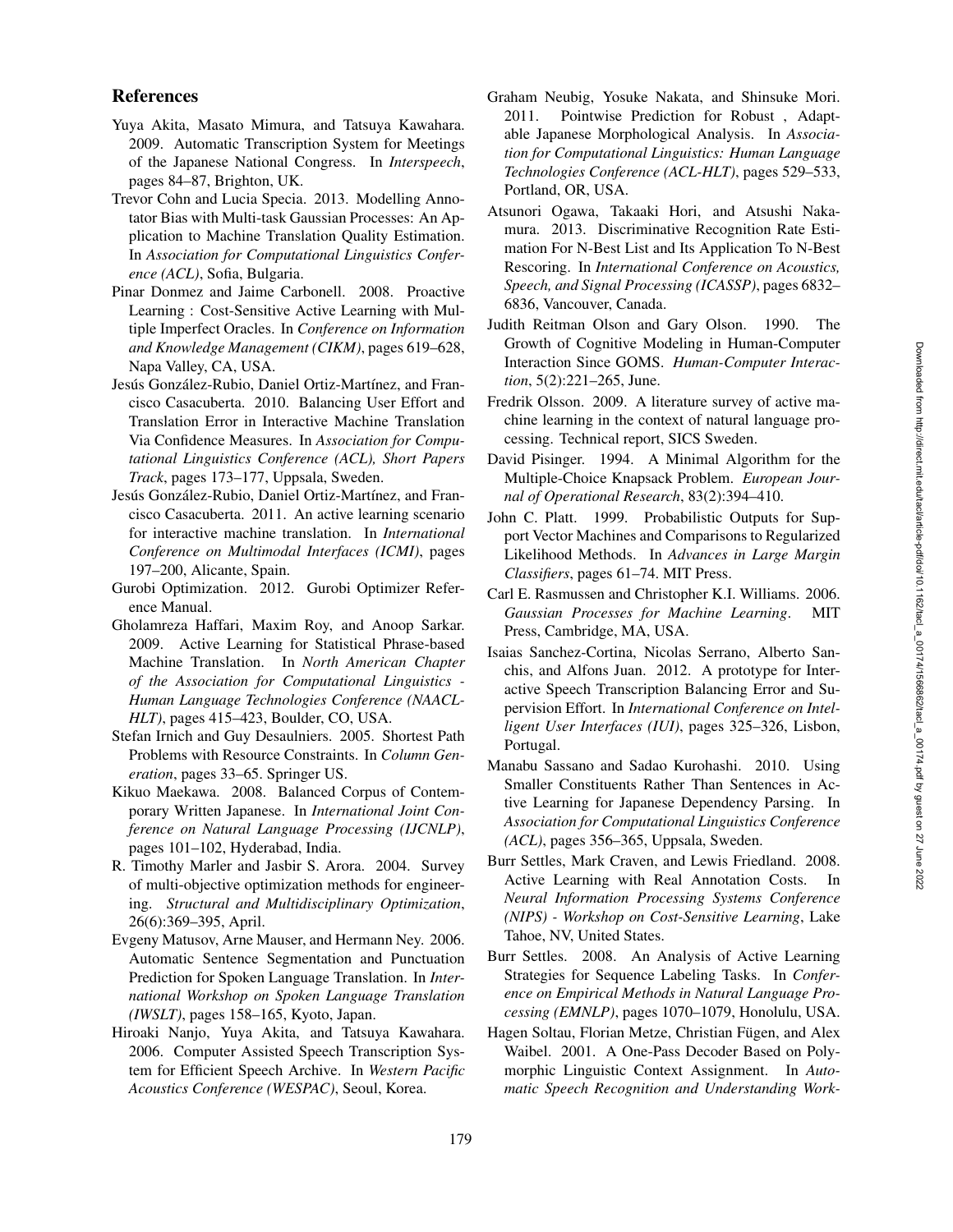## References

Yuya Akita, Masato Mimura, and Tatsuya Kawahara. 2009. Automatic Transcription System for Meetings of the Japanese National Congress. In *Interspeech*, pages 84–87, Brighton, UK.

Trevor Cohn and Lucia Specia. 2013. Modelling Annotator Bias with Multi-task Gaussian Processes: An Application to Machine Translation Quality Estimation. In *Association for Computational Linguistics Conference (ACL)*, Sofia, Bulgaria.

Pinar Donmez and Jaime Carbonell. 2008. Proactive Learning : Cost-Sensitive Active Learning with Multiple Imperfect Oracles. In *Conference on Information and Knowledge Management (CIKM)*, pages 619–628, Napa Valley, CA, USA.

Jesús González-Rubio, Daniel Ortiz-Martínez, and Francisco Casacuberta. 2010. Balancing User Effort and Translation Error in Interactive Machine Translation Via Confidence Measures. In *Association for Computational Linguistics Conference (ACL), Short Papers Track*, pages 173–177, Uppsala, Sweden.

Jesús González-Rubio, Daniel Ortiz-Martínez, and Francisco Casacuberta. 2011. An active learning scenario for interactive machine translation. In *International Conference on Multimodal Interfaces (ICMI)*, pages 197–200, Alicante, Spain.

Gurobi Optimization. 2012. Gurobi Optimizer Reference Manual.

Gholamreza Haffari, Maxim Roy, and Anoop Sarkar. 2009. Active Learning for Statistical Phrase-based Machine Translation. In *North American Chapter of the Association for Computational Linguistics - Human Language Technologies Conference (NAACL-HLT)*, pages 415–423, Boulder, CO, USA.

Stefan Irnich and Guy Desaulniers. 2005. Shortest Path Problems with Resource Constraints. In *Column Generation*, pages 33–65. Springer US.

Kikuo Maekawa. 2008. Balanced Corpus of Contemporary Written Japanese. In *International Joint Conference on Natural Language Processing (IJCNLP)*, pages 101–102, Hyderabad, India.

R. Timothy Marler and Jasbir S. Arora. 2004. Survey of multi-objective optimization methods for engineering. *Structural and Multidisciplinary Optimization*, 26(6):369–395, April.

Evgeny Matusov, Arne Mauser, and Hermann Ney. 2006. Automatic Sentence Segmentation and Punctuation Prediction for Spoken Language Translation. In *International Workshop on Spoken Language Translation (IWSLT)*, pages 158–165, Kyoto, Japan.

Hiroaki Nanjo, Yuya Akita, and Tatsuya Kawahara. 2006. Computer Assisted Speech Transcription System for Efficient Speech Archive. In *Western Pacific Acoustics Conference (WESPAC)*, Seoul, Korea.

Graham Neubig, Yosuke Nakata, and Shinsuke Mori. 2011. Pointwise Prediction for Robust , Adaptable Japanese Morphological Analysis. In *Association for Computational Linguistics: Human Language Technologies Conference (ACL-HLT)*, pages 529–533, Portland, OR, USA.

Atsunori Ogawa, Takaaki Hori, and Atsushi Nakamura. 2013. Discriminative Recognition Rate Estimation For N-Best List and Its Application To N-Best Rescoring. In *International Conference on Acoustics, Speech, and Signal Processing (ICASSP)*, pages 6832–6836, Vancouver, Canada.

Judith Reitman Olson and Gary Olson. 1990. The Growth of Cognitive Modeling in Human-Computer Interaction Since GOMS. *Human-Computer Interaction*, 5(2):221–265, June.

Fredrik Olsson. 2009. A literature survey of active machine learning in the context of natural language processing. Technical report, SICS Sweden.

David Pisinger. 1994. A Minimal Algorithm for the Multiple-Choice Knapsack Problem. *European Journal of Operational Research*, 83(2):394–410.

John C. Platt. 1999. Probabilistic Outputs for Support Vector Machines and Comparisons to Regularized Likelihood Methods. In *Advances in Large Margin Classifiers*, pages 61–74. MIT Press.

Carl E. Rasmussen and Christopher K.I. Williams. 2006. *Gaussian Processes for Machine Learning*. MIT Press, Cambridge, MA, USA.

Isaias Sanchez-Cortina, Nicolas Serrano, Alberto Sanchis, and Alfons Juan. 2012. A prototype for Interactive Speech Transcription Balancing Error and Supervision Effort. In *International Conference on Intelligent User Interfaces (IUI)*, pages 325–326, Lisbon, Portugal.

Manabu Sassano and Sadao Kurohashi. 2010. Using Smaller Constituents Rather Than Sentences in Active Learning for Japanese Dependency Parsing. In *Association for Computational Linguistics Conference (ACL)*, pages 356–365, Uppsala, Sweden.

Burr Settles, Mark Craven, and Lewis Friedland. 2008. Active Learning with Real Annotation Costs. In *Neural Information Processing Systems Conference (NIPS) - Workshop on Cost-Sensitive Learning*, Lake Tahoe, NV, United States.

Burr Settles. 2008. An Analysis of Active Learning Strategies for Sequence Labeling Tasks. In *Conference on Empirical Methods in Natural Language Processing (EMNLP)*, pages 1070–1079, Honolulu, USA.

Hagen Soltau, Florian Metze, Christian Fügen, and Alex Waibel. 2001. A One-Pass Decoder Based on Polymorphic Linguistic Context Assignment. In *Automatic Speech Recognition and Understanding Work-*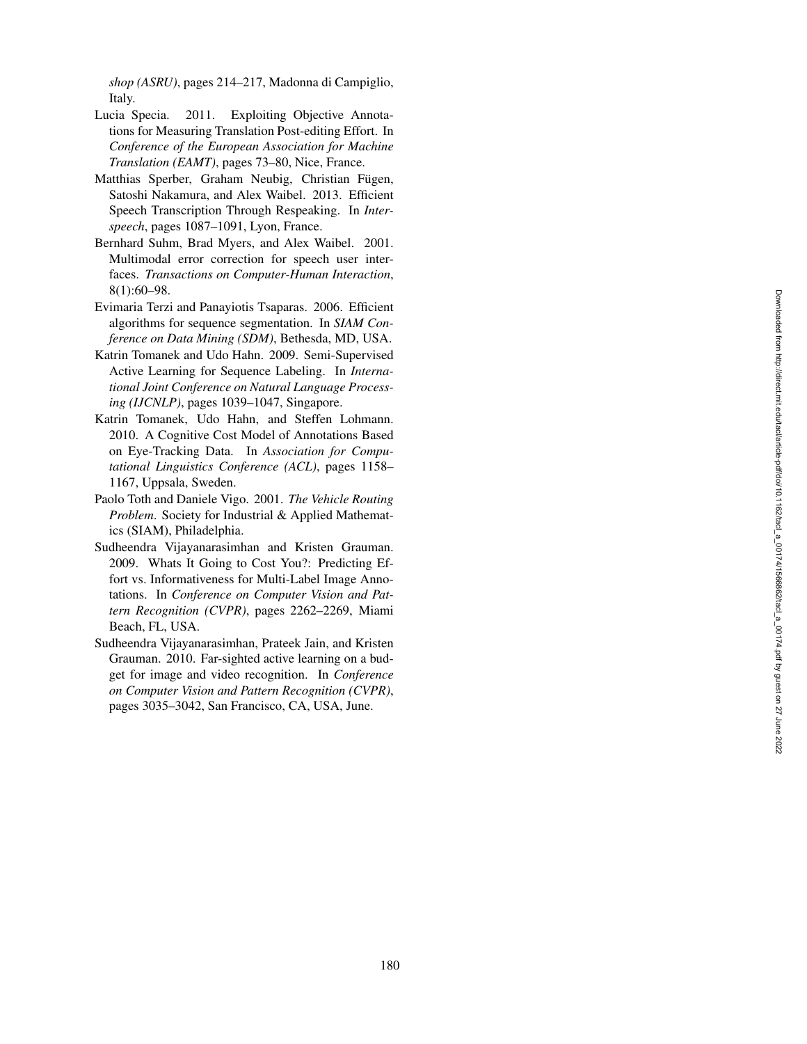*shop (ASRU)*, pages 214–217, Madonna di Campiglio, Italy.

Lucia Specia. 2011. Exploiting Objective Annotations for Measuring Translation Post-editing Effort. In *Conference of the European Association for Machine Translation (EAMT)*, pages 73–80, Nice, France.

Matthias Sperber, Graham Neubig, Christian Fügen, Satoshi Nakamura, and Alex Waibel. 2013. Efficient Speech Transcription Through Respeaking. In *Interspeech*, pages 1087–1091, Lyon, France.

Bernhard Suhm, Brad Myers, and Alex Waibel. 2001. Multimodal error correction for speech user interfaces. *Transactions on Computer-Human Interaction*, 8(1):60–98.

Evimaria Terzi and Panayiotis Tsaparas. 2006. Efficient algorithms for sequence segmentation. In *SIAM Conference on Data Mining (SDM)*, Bethesda, MD, USA.

Katrin Tomanek and Udo Hahn. 2009. Semi-Supervised Active Learning for Sequence Labeling. In *International Joint Conference on Natural Language Processing (IJCNLP)*, pages 1039–1047, Singapore.

Katrin Tomanek, Udo Hahn, and Steffen Lohmann. 2010. A Cognitive Cost Model of Annotations Based on Eye-Tracking Data. In *Association for Computational Linguistics Conference (ACL)*, pages 1158–1167, Uppsala, Sweden.

Paolo Toth and Daniele Vigo. 2001. *The Vehicle Routing Problem*. Society for Industrial & Applied Mathematics (SIAM), Philadelphia.

Sudheendra Vijayanarasimhan and Kristen Grauman. 2009. Whats It Going to Cost You?: Predicting Effort vs. Informativeness for Multi-Label Image Annotations. In *Conference on Computer Vision and Pattern Recognition (CVPR)*, pages 2262–2269, Miami Beach, FL, USA.

Sudheendra Vijayanarasimhan, Prateek Jain, and Kristen Grauman. 2010. Far-sighted active learning on a budget for image and video recognition. In *Conference on Computer Vision and Pattern Recognition (CVPR)*, pages 3035–3042, San Francisco, CA, USA, June.